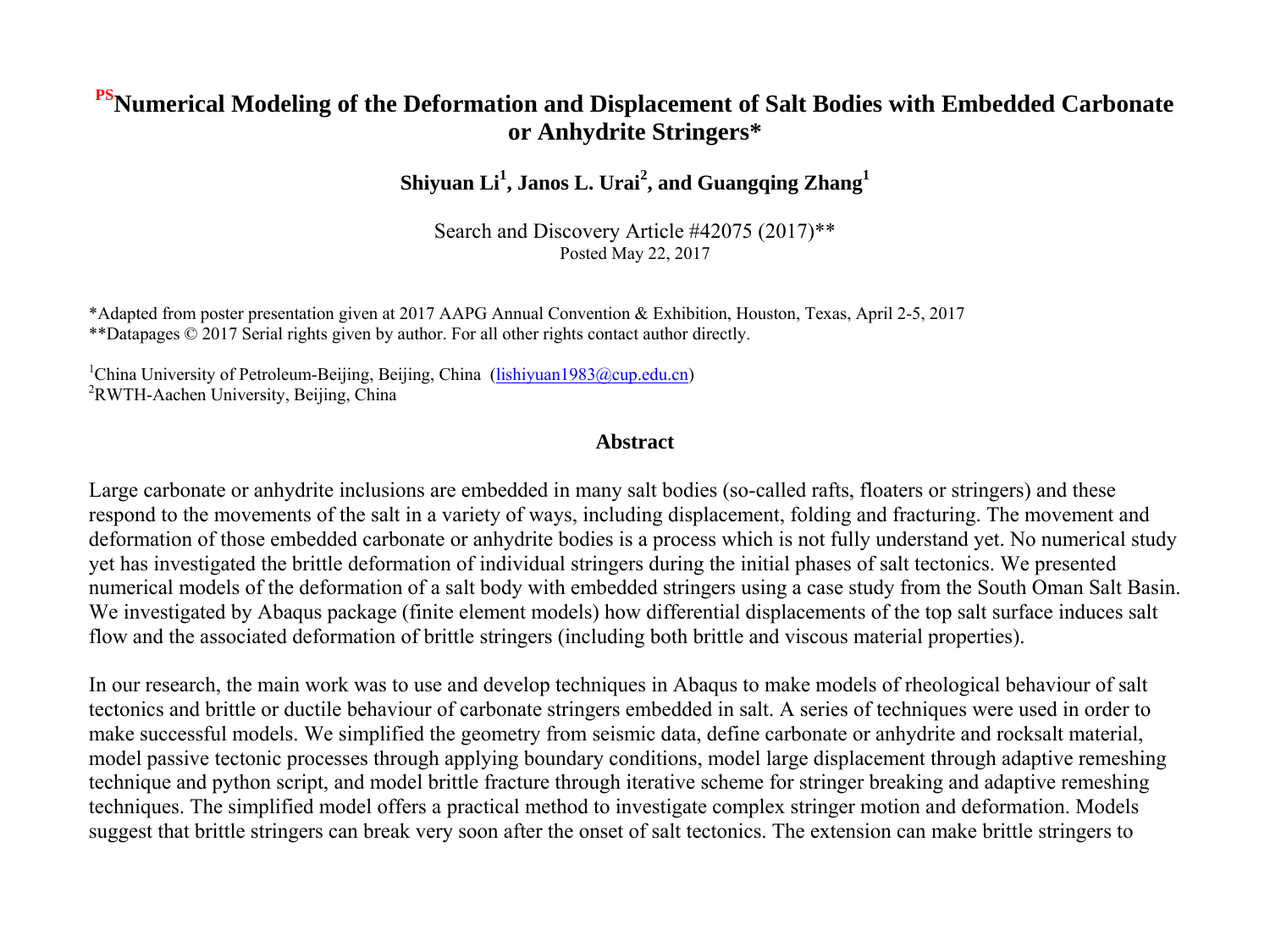# PS Numerical Modeling of the Deformation and Displacement of Salt Bodies with Embedded Carbonate or Anhydrite Stringers*

**Shiyuan Li[1], Janos L. Urai[2], and Guangqing Zhang[1]**

Search and Discovery Article #42075 (2017)**
Posted May 22, 2017

*Adapted from poster presentation given at 2017 AAPG Annual Convention & Exhibition, Houston, Texas, April 2-5, 2017
**Datapages © 2017 Serial rights given by author. For all other rights contact author directly.

[1]China University of Petroleum-Beijing, Beijing, China (lishiyuan1983@cup.edu.cn)
[2]RWTH-Aachen University, Beijing, China

## Abstract

Large carbonate or anhydrite inclusions are embedded in many salt bodies (so-called rafts, floaters or stringers) and these respond to the movements of the salt in a variety of ways, including displacement, folding and fracturing. The movement and deformation of those embedded carbonate or anhydrite bodies is a process which is not fully understand yet. No numerical study yet has investigated the brittle deformation of individual stringers during the initial phases of salt tectonics. We presented numerical models of the deformation of a salt body with embedded stringers using a case study from the South Oman Salt Basin. We investigated by Abaqus package (finite element models) how differential displacements of the top salt surface induces salt flow and the associated deformation of brittle stringers (including both brittle and viscous material properties).

In our research, the main work was to use and develop techniques in Abaqus to make models of rheological behaviour of salt tectonics and brittle or ductile behaviour of carbonate stringers embedded in salt. A series of techniques were used in order to make successful models. We simplified the geometry from seismic data, define carbonate or anhydrite and rocksalt material, model passive tectonic processes through applying boundary conditions, model large displacement through adaptive remeshing technique and python script, and model brittle fracture through iterative scheme for stringer breaking and adaptive remeshing techniques. The simplified model offers a practical method to investigate complex stringer motion and deformation. Models suggest that brittle stringers can break very soon after the onset of salt tectonics. The extension can make brittle stringers to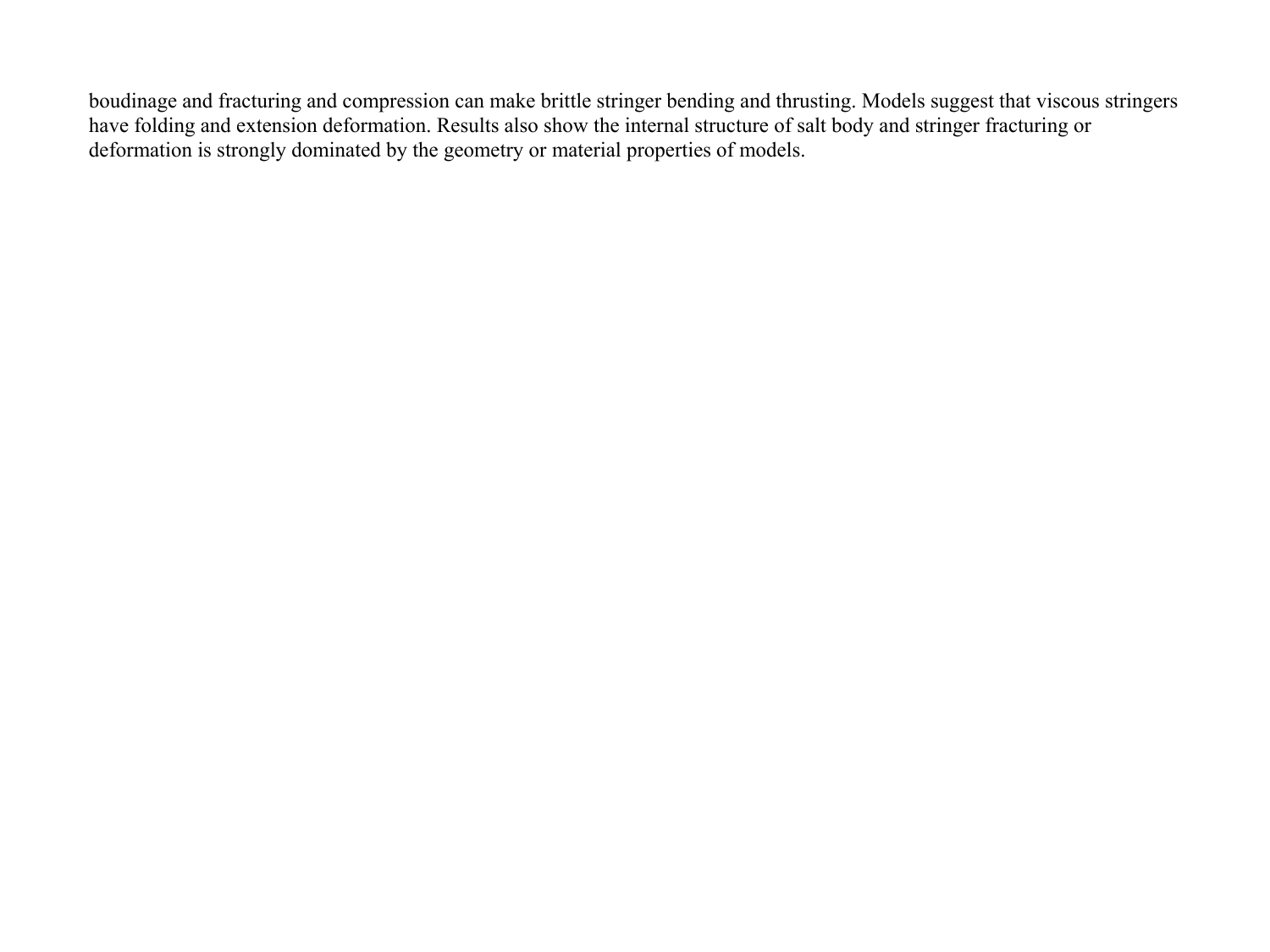boudinage and fracturing and compression can make brittle stringer bending and thrusting. Models suggest that viscous stringers have folding and extension deformation. Results also show the internal structure of salt body and stringer fracturing or deformation is strongly dominated by the geometry or material properties of models.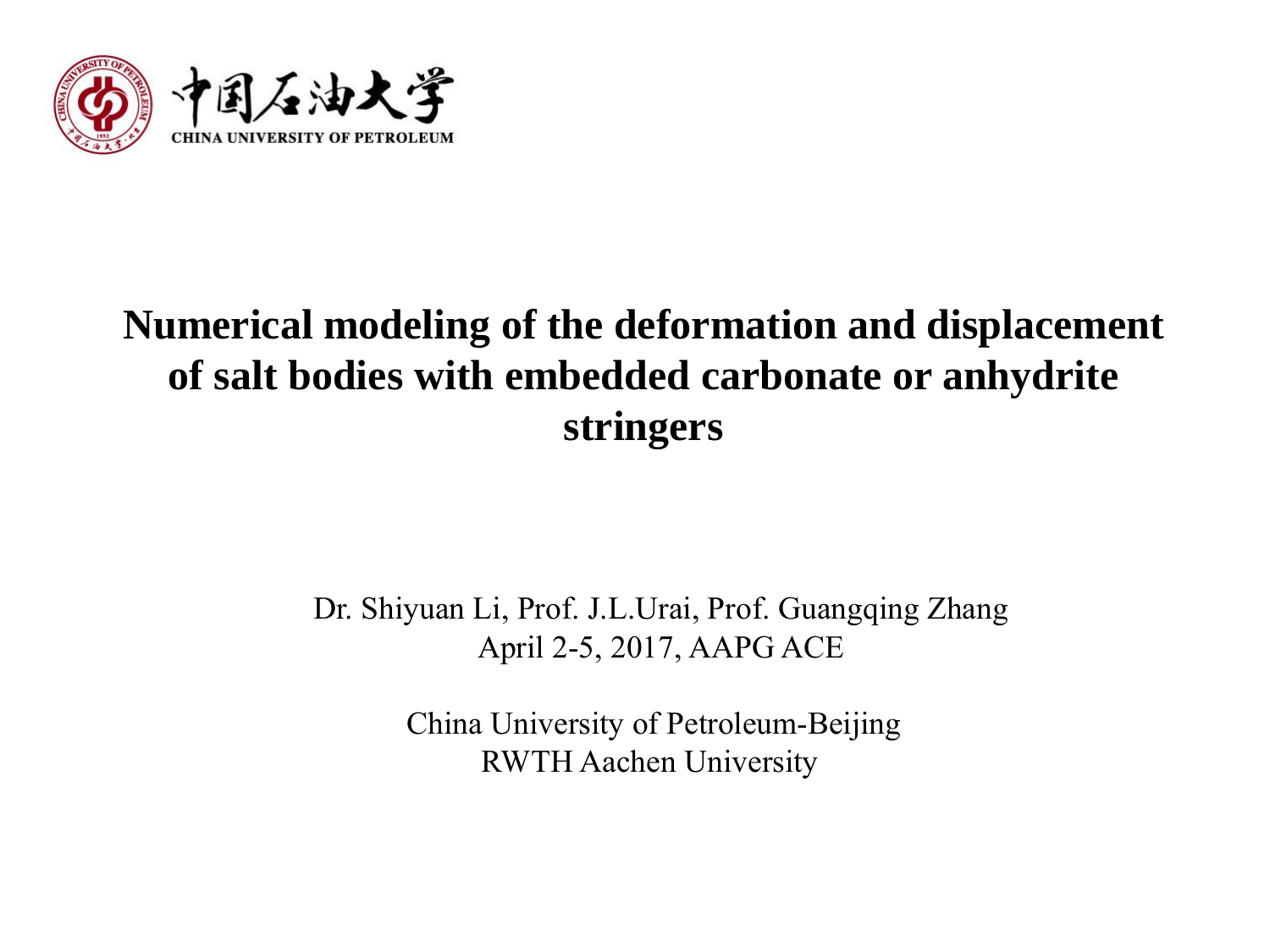中国石油大学

CHINA UNIVERSITY OF PETROLEUM

# Numerical modeling of the deformation and displacement of salt bodies with embedded carbonate or anhydrite stringers

Dr. Shiyuan Li, Prof. J.L.Urai, Prof. Guangqing Zhang

April 2-5, 2017, AAPG ACE

China University of Petroleum-Beijing

RWTH Aachen University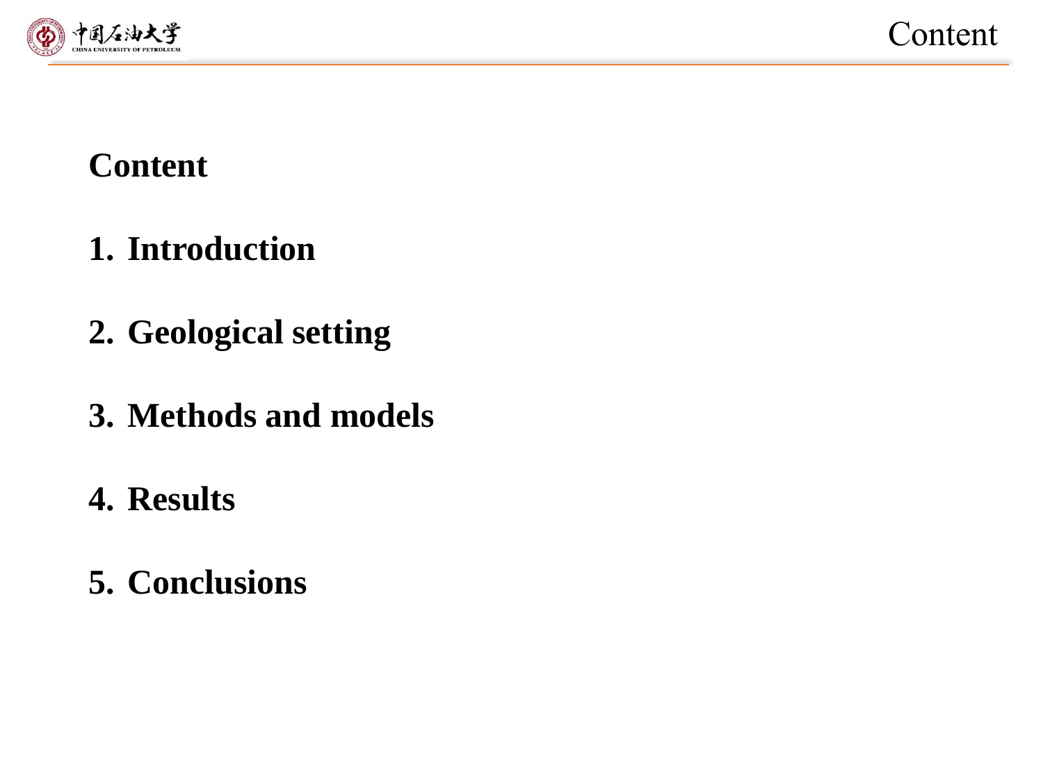# Content

1. Introduction
2. Geological setting
3. Methods and models
4. Results
5. Conclusions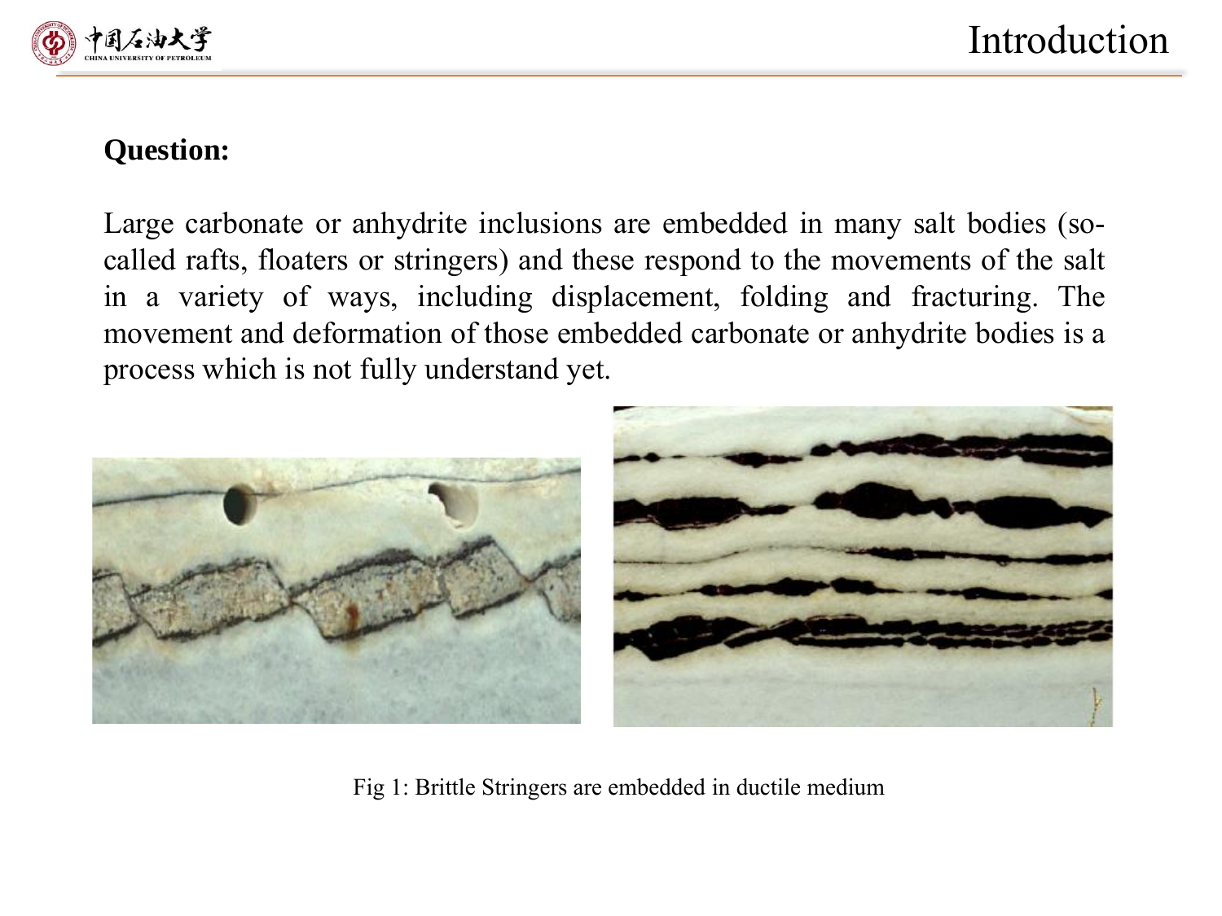# Introduction

**Question:**

Large carbonate or anhydrite inclusions are embedded in many salt bodies (so-called rafts, floaters or stringers) and these respond to the movements of the salt in a variety of ways, including displacement, folding and fracturing. The movement and deformation of those embedded carbonate or anhydrite bodies is a process which is not fully understand yet.

Fig 1: Brittle Stringers are embedded in ductile medium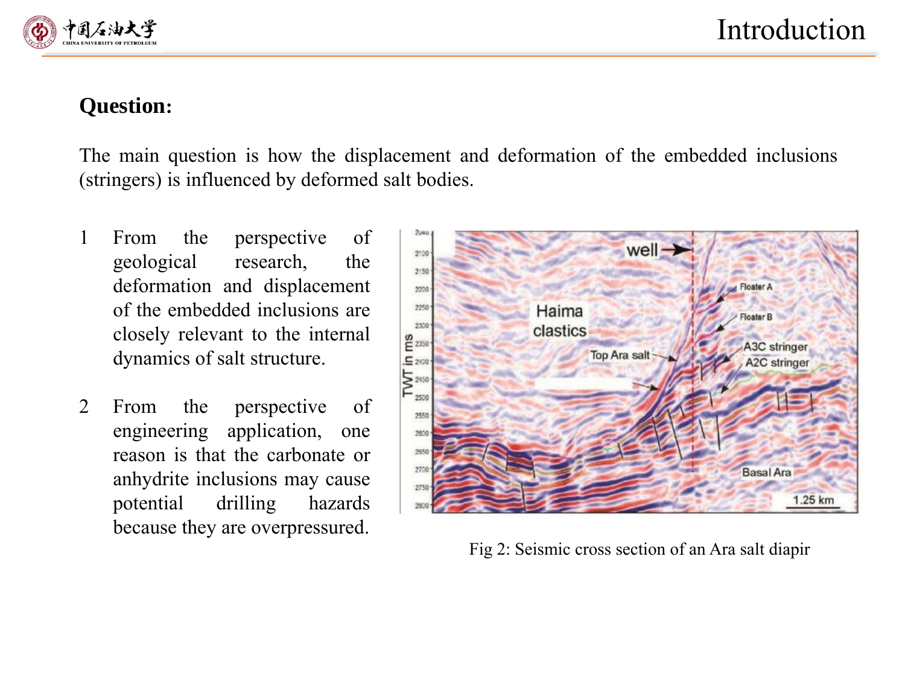# Introduction

**Question:**

The main question is how the displacement and deformation of the embedded inclusions (stringers) is influenced by deformed salt bodies.

1. From the perspective of geological research, the deformation and displacement of the embedded inclusions are closely relevant to the internal dynamics of salt structure.

2. From the perspective of engineering application, one reason is that the carbonate or anhydrite inclusions may cause potential drilling hazards because they are overpressured.

Fig 2: Seismic cross section of an Ara salt diapir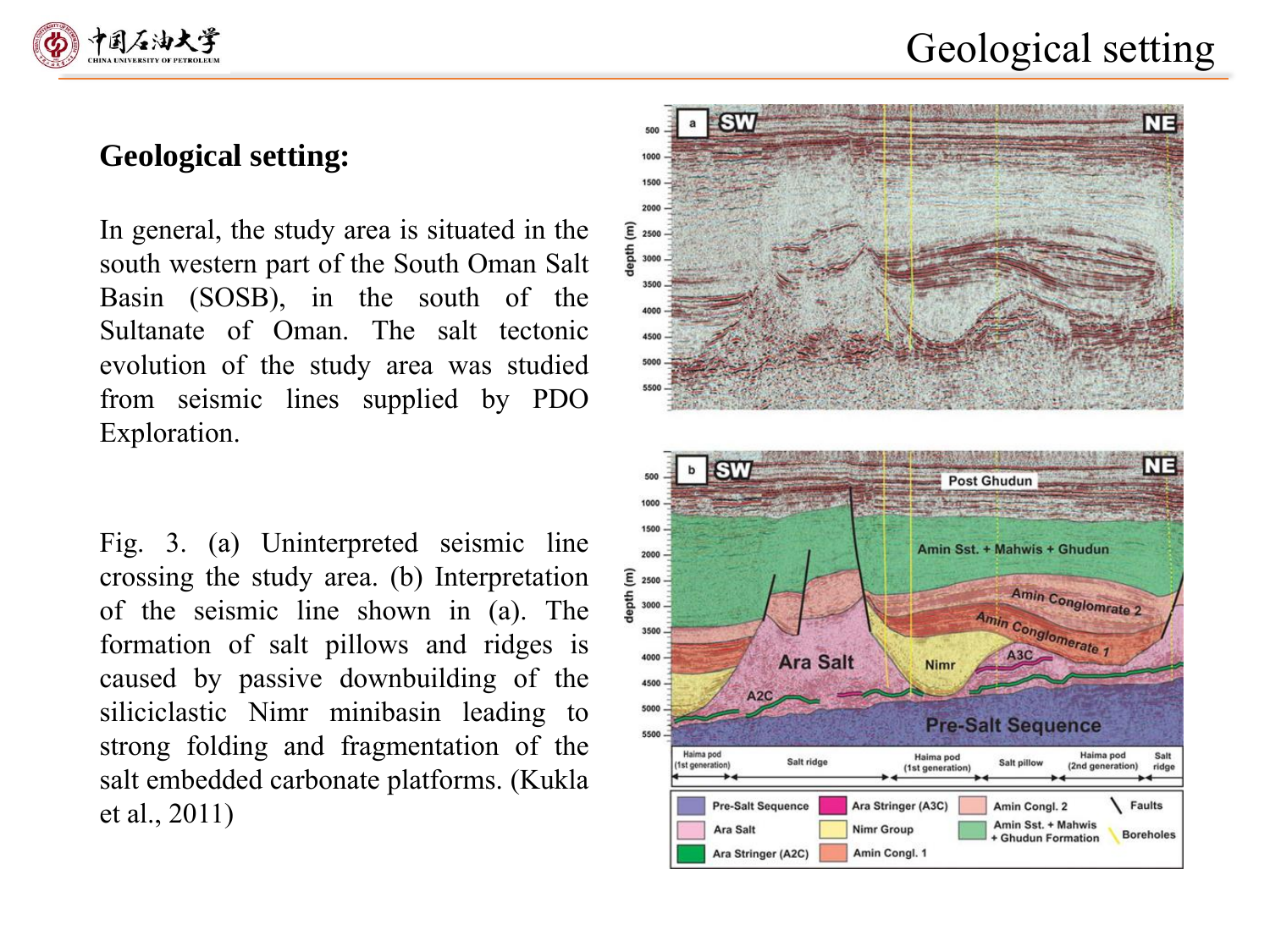# Geological setting

## Geological setting:

In general, the study area is situated in the south western part of the South Oman Salt Basin (SOSB), in the south of the Sultanate of Oman. The salt tectonic evolution of the study area was studied from seismic lines supplied by PDO Exploration.

Fig. 3. (a) Uninterpreted seismic line crossing the study area. (b) Interpretation of the seismic line shown in (a). The formation of salt pillows and ridges is caused by passive downbuilding of the siliciclastic Nimr minibasin leading to strong folding and fragmentation of the salt embedded carbonate platforms. (Kukla et al., 2011)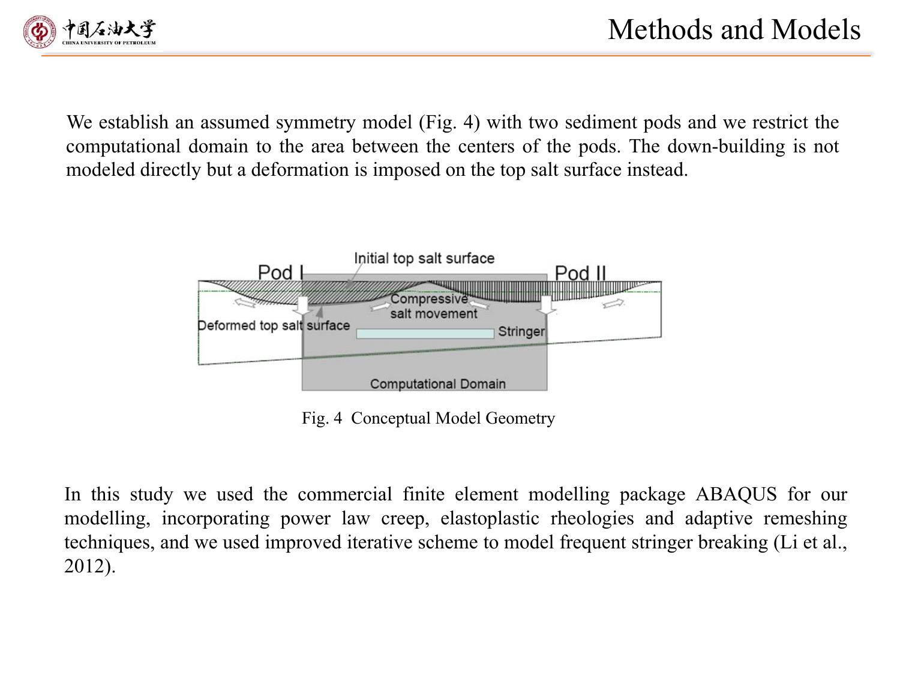# Methods and Models

We establish an assumed symmetry model (Fig. 4) with two sediment pods and we restrict the computational domain to the area between the centers of the pods. The down-building is not modeled directly but a deformation is imposed on the top salt surface instead.

Fig. 4 Conceptual Model Geometry

In this study we used the commercial finite element modelling package ABAQUS for our modelling, incorporating power law creep, elastoplastic rheologies and adaptive remeshing techniques, and we used improved iterative scheme to model frequent stringer breaking (Li et al., 2012).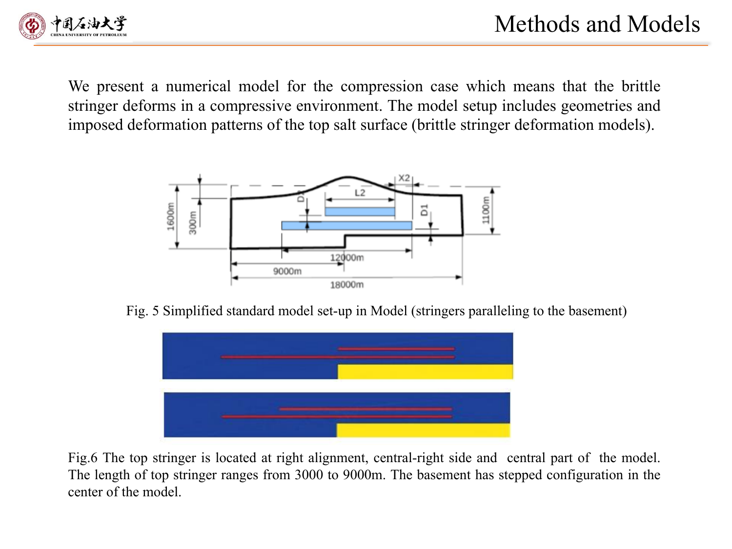# Methods and Models

We present a numerical model for the compression case which means that the brittle stringer deforms in a compressive environment. The model setup includes geometries and imposed deformation patterns of the top salt surface (brittle stringer deformation models).

Fig. 5 Simplified standard model set-up in Model (stringers paralleling to the basement)

Fig.6 The top stringer is located at right alignment, central-right side and central part of the model. The length of top stringer ranges from 3000 to 9000m. The basement has stepped configuration in the center of the model.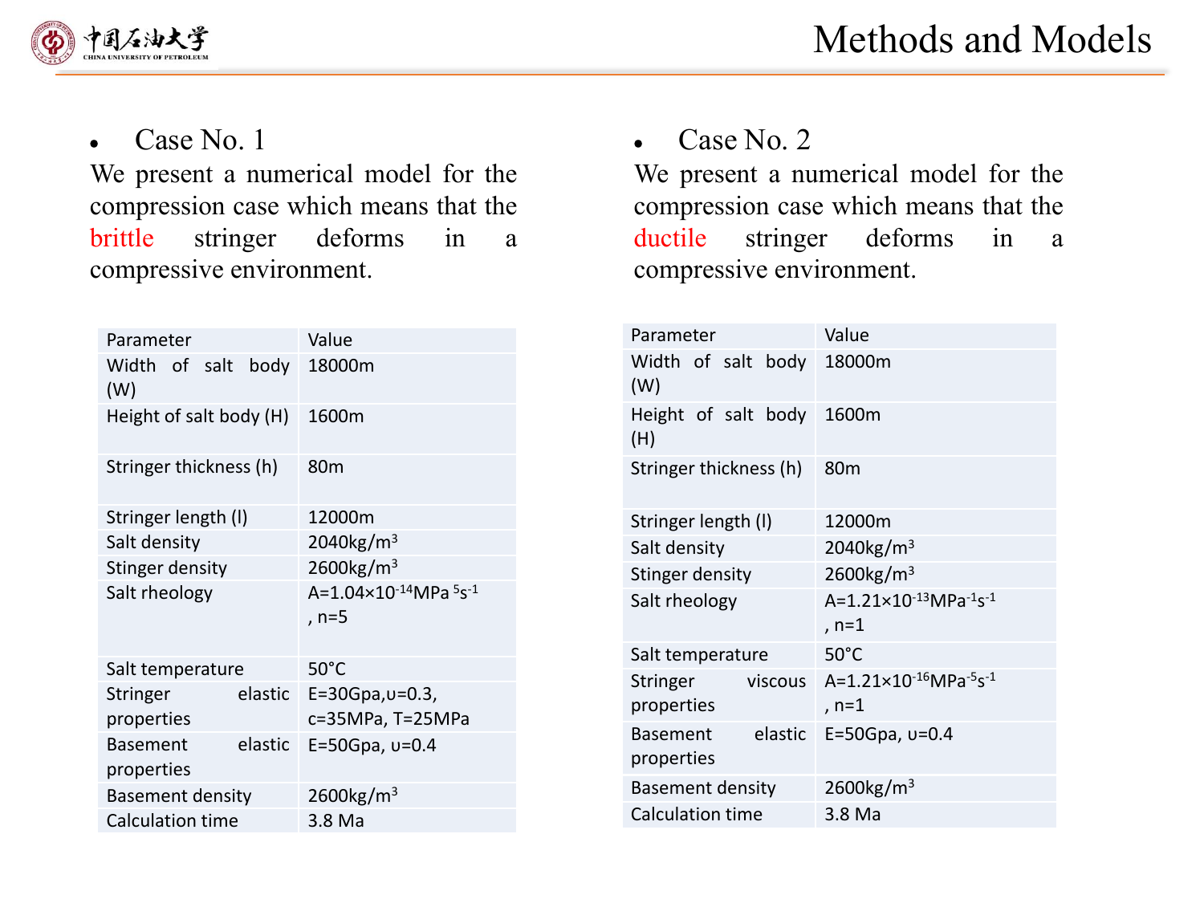# Methods and Models

- Case No. 1

We present a numerical model for the compression case which means that the brittle stringer deforms in a compressive environment.

| Parameter | Value |
|---|---|
| Width of salt body (W) | 18000m |
| Height of salt body (H) | 1600m |
| Stringer thickness (h) | 80m |
| Stringer length (l) | 12000m |
| Salt density | 2040kg/m$^3$ |
| Stinger density | 2600kg/m$^3$ |
| Salt rheology | A=1.04×10$^{-14}$MPa $^5$s$^{-1}$, n=5 |
| Salt temperature | 50°C |
| Stringer elastic properties | E=30Gpa,υ=0.3, c=35MPa, T=25MPa |
| Basement elastic properties | E=50Gpa, υ=0.4 |
| Basement density | 2600kg/m$^3$ |
| Calculation time | 3.8 Ma |

- Case No. 2

We present a numerical model for the compression case which means that the ductile stringer deforms in a compressive environment.

| Parameter | Value |
|---|---|
| Width of salt body (W) | 18000m |
| Height of salt body (H) | 1600m |
| Stringer thickness (h) | 80m |
| Stringer length (l) | 12000m |
| Salt density | 2040kg/m$^3$ |
| Stinger density | 2600kg/m$^3$ |
| Salt rheology | A=1.21×10$^{-13}$MPa$^{-1}$s$^{-1}$, n=1 |
| Salt temperature | 50°C |
| Stringer viscous properties | A=1.21×10$^{-16}$MPa$^{-5}$s$^{-1}$, n=1 |
| Basement elastic properties | E=50Gpa, υ=0.4 |
| Basement density | 2600kg/m$^3$ |
| Calculation time | 3.8 Ma |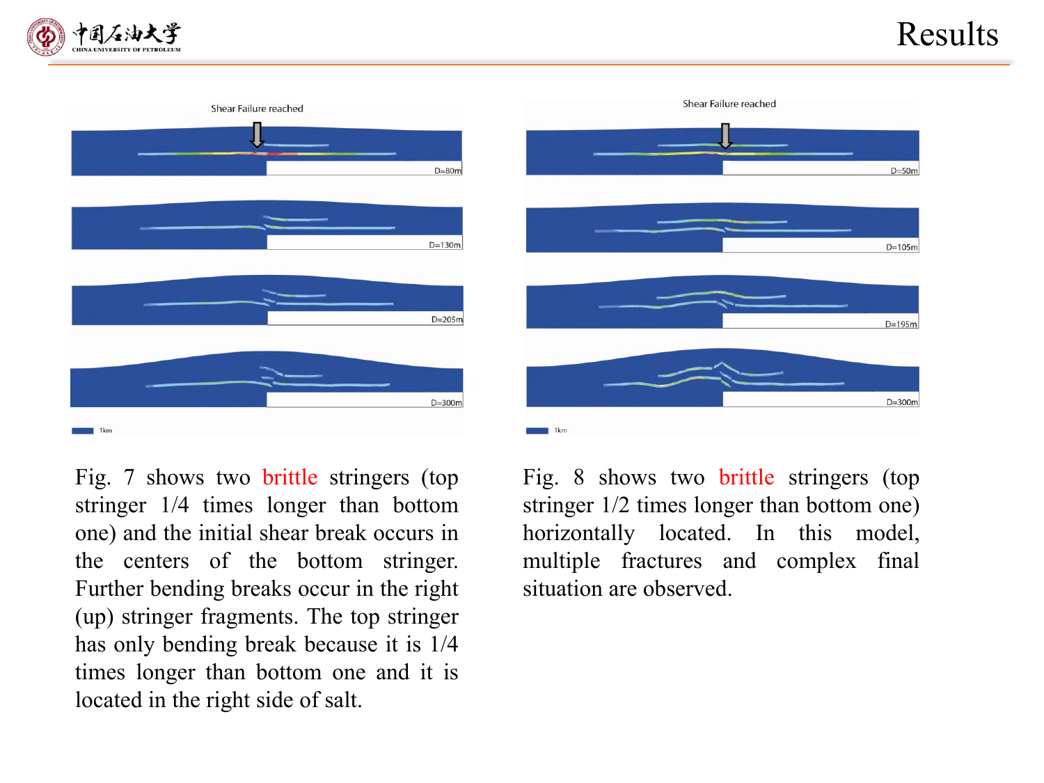# Results

Shear Failure reached

D=80m

D=130m

D=205m

D=300m

1km

Shear Failure reached

D=50m

D=105m

D=195m

D=300m

1km

Fig. 7 shows two brittle stringers (top stringer 1/4 times longer than bottom one) and the initial shear break occurs in the centers of the bottom stringer. Further bending breaks occur in the right (up) stringer fragments. The top stringer has only bending break because it is 1/4 times longer than bottom one and it is located in the right side of salt.

Fig. 8 shows two brittle stringers (top stringer 1/2 times longer than bottom one) horizontally located. In this model, multiple fractures and complex final situation are observed.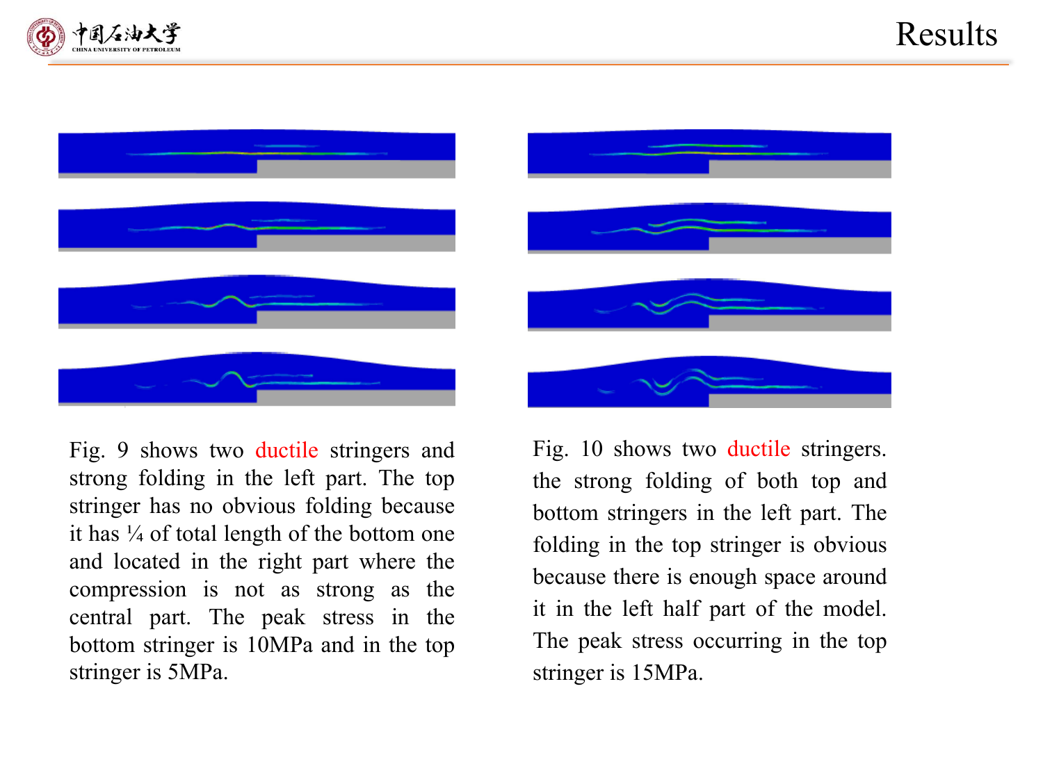# Results

Fig. 9 shows two ductile stringers and strong folding in the left part. The top stringer has no obvious folding because it has ¼ of total length of the bottom one and located in the right part where the compression is not as strong as the central part. The peak stress in the bottom stringer is 10MPa and in the top stringer is 5MPa.

Fig. 10 shows two ductile stringers. the strong folding of both top and bottom stringers in the left part. The folding in the top stringer is obvious because there is enough space around it in the left half part of the model. The peak stress occurring in the top stringer is 15MPa.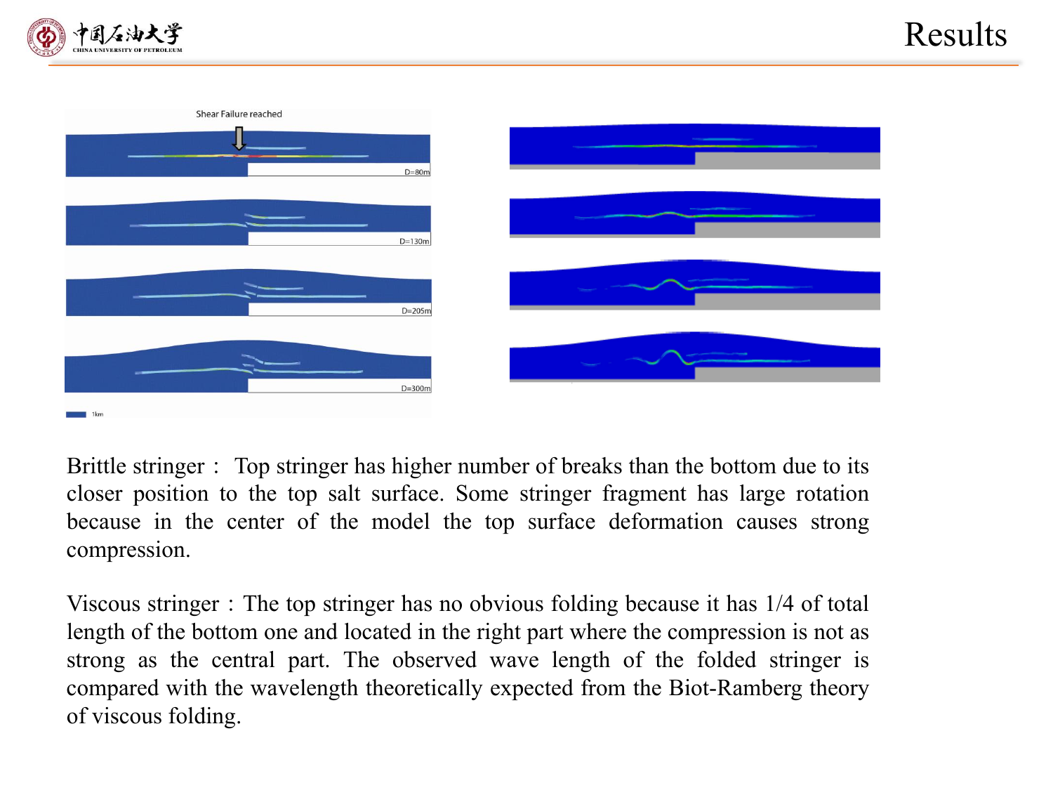# Results

Brittle stringer： Top stringer has higher number of breaks than the bottom due to its closer position to the top salt surface. Some stringer fragment has large rotation because in the center of the model the top surface deformation causes strong compression.

Viscous stringer：The top stringer has no obvious folding because it has 1/4 of total length of the bottom one and located in the right part where the compression is not as strong as the central part. The observed wave length of the folded stringer is compared with the wavelength theoretically expected from the Biot-Ramberg theory of viscous folding.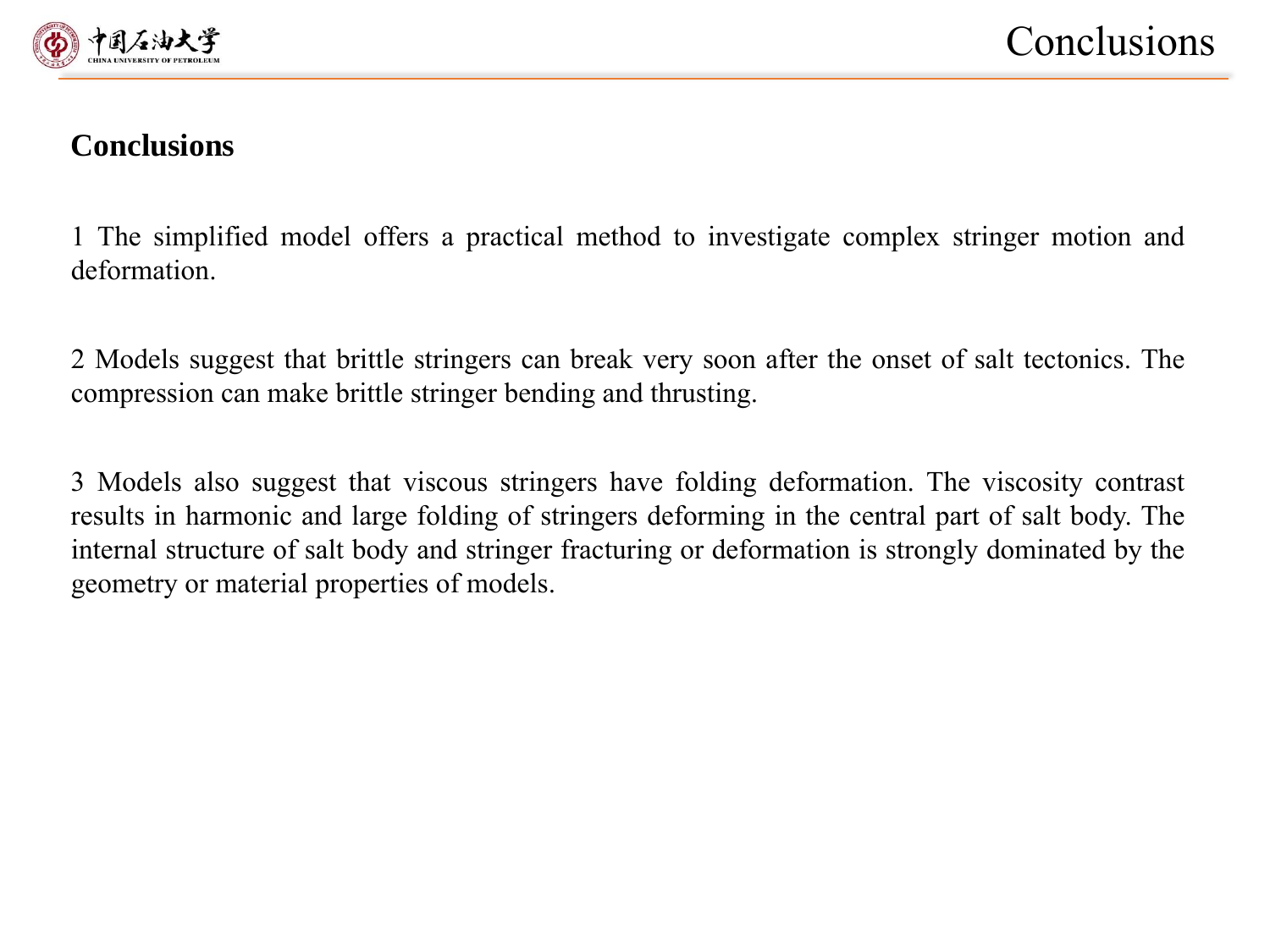# Conclusions

**Conclusions**

1 The simplified model offers a practical method to investigate complex stringer motion and deformation.

2 Models suggest that brittle stringers can break very soon after the onset of salt tectonics. The compression can make brittle stringer bending and thrusting.

3 Models also suggest that viscous stringers have folding deformation. The viscosity contrast results in harmonic and large folding of stringers deforming in the central part of salt body. The internal structure of salt body and stringer fracturing or deformation is strongly dominated by the geometry or material properties of models.